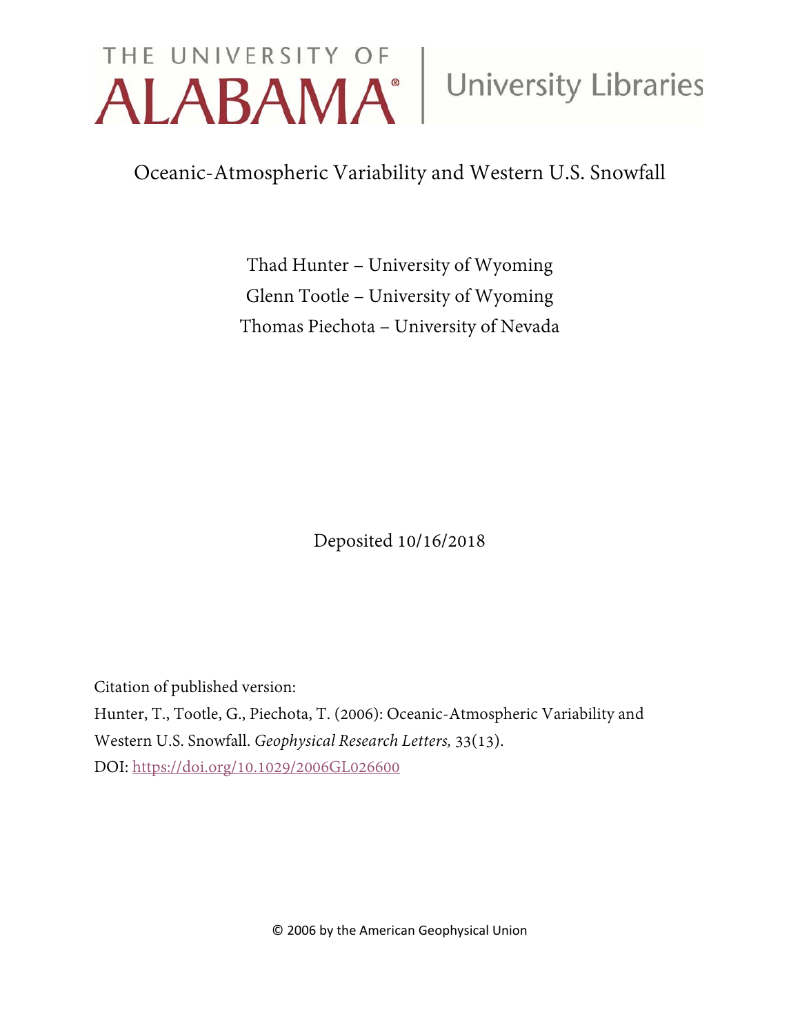THE UNIVERSITY OF ALABAMA | University Libraries

# Oceanic-Atmospheric Variability and Western U.S. Snowfall

Thad Hunter – University of Wyoming
Glenn Tootle – University of Wyoming
Thomas Piechota – University of Nevada

Deposited 10/16/2018

Citation of published version:

Hunter, T., Tootle, G., Piechota, T. (2006): Oceanic-Atmospheric Variability and Western U.S. Snowfall. *Geophysical Research Letters,* 33(13).

DOI: https://doi.org/10.1029/2006GL026600

© 2006 by the American Geophysical Union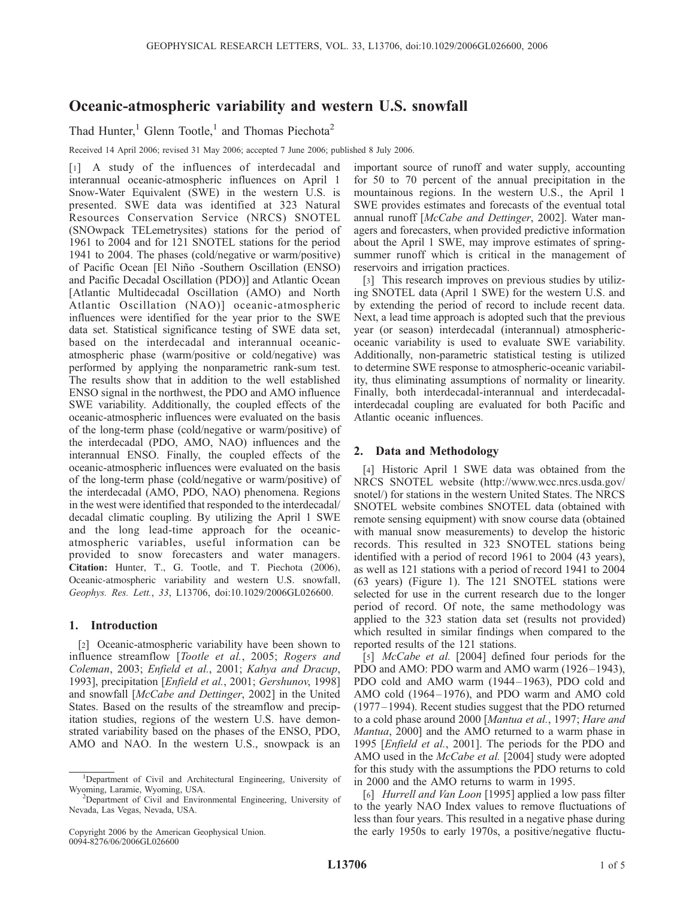# Oceanic-atmospheric variability and western U.S. snowfall

Thad Hunter,[1] Glenn Tootle,[1] and Thomas Piechota[2]

Received 14 April 2006; revised 31 May 2006; accepted 7 June 2006; published 8 July 2006.

[1] A study of the influences of interdecadal and interannual oceanic-atmospheric influences on April 1 Snow-Water Equivalent (SWE) in the western U.S. is presented. SWE data was identified at 323 Natural Resources Conservation Service (NRCS) SNOTEL (SNOwpack TELemetrysites) stations for the period of 1961 to 2004 and for 121 SNOTEL stations for the period 1941 to 2004. The phases (cold/negative or warm/positive) of Pacific Ocean [El Niño -Southern Oscillation (ENSO) and Pacific Decadal Oscillation (PDO)] and Atlantic Ocean [Atlantic Multidecadal Oscillation (AMO) and North Atlantic Oscillation (NAO)] oceanic-atmospheric influences were identified for the year prior to the SWE data set. Statistical significance testing of SWE data set, based on the interdecadal and interannual oceanic-atmospheric phase (warm/positive or cold/negative) was performed by applying the nonparametric rank-sum test. The results show that in addition to the well established ENSO signal in the northwest, the PDO and AMO influence SWE variability. Additionally, the coupled effects of the oceanic-atmospheric influences were evaluated on the basis of the long-term phase (cold/negative or warm/positive) of the interdecadal (PDO, AMO, NAO) influences and the interannual ENSO. Finally, the coupled effects of the oceanic-atmospheric influences were evaluated on the basis of the long-term phase (cold/negative or warm/positive) of the interdecadal (AMO, PDO, NAO) phenomena. Regions in the west were identified that responded to the interdecadal/decadal climatic coupling. By utilizing the April 1 SWE and the long lead-time approach for the oceanic-atmospheric variables, useful information can be provided to snow forecasters and water managers. **Citation:** Hunter, T., G. Tootle, and T. Piechota (2006), Oceanic-atmospheric variability and western U.S. snowfall, *Geophys. Res. Lett.*, *33*, L13706, doi:10.1029/2006GL026600.

## 1. Introduction

[2] Oceanic-atmospheric variability have been shown to influence streamflow [*Tootle et al.*, 2005; *Rogers and Coleman*, 2003; *Enfield et al.*, 2001; *Kahya and Dracup*, 1993], precipitation [*Enfield et al.*, 2001; *Gershunov*, 1998] and snowfall [*McCabe and Dettinger*, 2002] in the United States. Based on the results of the streamflow and precipitation studies, regions of the western U.S. have demonstrated variability based on the phases of the ENSO, PDO, AMO and NAO. In the western U.S., snowpack is an important source of runoff and water supply, accounting for 50 to 70 percent of the annual precipitation in the mountainous regions. In the western U.S., the April 1 SWE provides estimates and forecasts of the eventual total annual runoff [*McCabe and Dettinger*, 2002]. Water managers and forecasters, when provided predictive information about the April 1 SWE, may improve estimates of spring-summer runoff which is critical in the management of reservoirs and irrigation practices.

[3] This research improves on previous studies by utilizing SNOTEL data (April 1 SWE) for the western U.S. and by extending the period of record to include recent data. Next, a lead time approach is adopted such that the previous year (or season) interdecadal (interannual) atmospheric-oceanic variability is used to evaluate SWE variability. Additionally, non-parametric statistical testing is utilized to determine SWE response to atmospheric-oceanic variability, thus eliminating assumptions of normality or linearity. Finally, both interdecadal-interannual and interdecadal-interdecadal coupling are evaluated for both Pacific and Atlantic oceanic influences.

## 2. Data and Methodology

[4] Historic April 1 SWE data was obtained from the NRCS SNOTEL website (http://www.wcc.nrcs.usda.gov/snotel/) for stations in the western United States. The NRCS SNOTEL website combines SNOTEL data (obtained with remote sensing equipment) with snow course data (obtained with manual snow measurements) to develop the historic records. This resulted in 323 SNOTEL stations being identified with a period of record 1961 to 2004 (43 years), as well as 121 stations with a period of record 1941 to 2004 (63 years) (Figure 1). The 121 SNOTEL stations were selected for use in the current research due to the longer period of record. Of note, the same methodology was applied to the 323 station data set (results not provided) which resulted in similar findings when compared to the reported results of the 121 stations.

[5] *McCabe et al.* [2004] defined four periods for the PDO and AMO: PDO warm and AMO warm (1926–1943), PDO cold and AMO warm (1944–1963), PDO cold and AMO cold (1964–1976), and PDO warm and AMO cold (1977–1994). Recent studies suggest that the PDO returned to a cold phase around 2000 [*Mantua et al.*, 1997; *Hare and Mantua*, 2000] and the AMO returned to a warm phase in 1995 [*Enfield et al.*, 2001]. The periods for the PDO and AMO used in the *McCabe et al.* [2004] study were adopted for this study with the assumptions the PDO returns to cold in 2000 and the AMO returns to warm in 1995.

[6] *Hurrell and Van Loon* [1995] applied a low pass filter to the yearly NAO Index values to remove fluctuations of less than four years. This resulted in a negative phase during the early 1950s to early 1970s, a positive/negative fluctu-

[1]Department of Civil and Architectural Engineering, University of Wyoming, Laramie, Wyoming, USA.

[2]Department of Civil and Environmental Engineering, University of Nevada, Las Vegas, Nevada, USA.

Copyright 2006 by the American Geophysical Union.
0094-8276/06/2006GL026600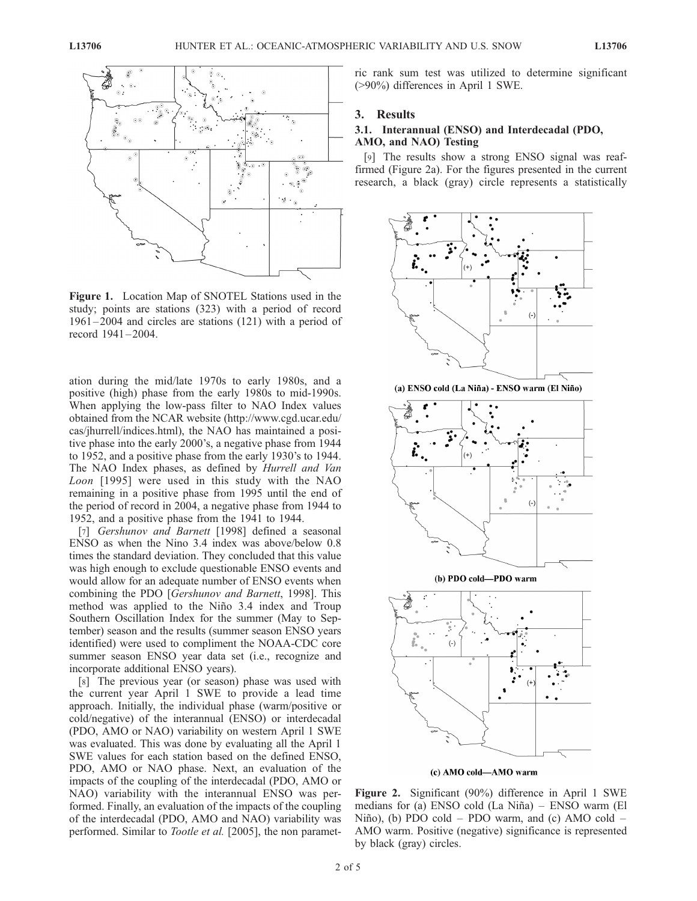Figure 1. Location Map of SNOTEL Stations used in the study; points are stations (323) with a period of record 1961–2004 and circles are stations (121) with a period of record 1941–2004.

ation during the mid/late 1970s to early 1980s, and a positive (high) phase from the early 1980s to mid-1990s. When applying the low-pass filter to NAO Index values obtained from the NCAR website (http://www.cgd.ucar.edu/cas/jhurrell/indices.html), the NAO has maintained a positive phase into the early 2000's, a negative phase from 1944 to 1952, and a positive phase from the early 1930's to 1944. The NAO Index phases, as defined by *Hurrell and Van Loon* [1995] were used in this study with the NAO remaining in a positive phase from 1995 until the end of the period of record in 2004, a negative phase from 1944 to 1952, and a positive phase from the 1941 to 1944.

[7] *Gershunov and Barnett* [1998] defined a seasonal ENSO as when the Nino 3.4 index was above/below 0.8 times the standard deviation. They concluded that this value was high enough to exclude questionable ENSO events and would allow for an adequate number of ENSO events when combining the PDO [*Gershunov and Barnett*, 1998]. This method was applied to the Niño 3.4 index and Troup Southern Oscillation Index for the summer (May to September) season and the results (summer season ENSO years identified) were used to compliment the NOAA-CDC core summer season ENSO year data set (i.e., recognize and incorporate additional ENSO years).

[8] The previous year (or season) phase was used with the current year April 1 SWE to provide a lead time approach. Initially, the individual phase (warm/positive or cold/negative) of the interannual (ENSO) or interdecadal (PDO, AMO or NAO) variability on western April 1 SWE was evaluated. This was done by evaluating all the April 1 SWE values for each station based on the defined ENSO, PDO, AMO or NAO phase. Next, an evaluation of the impacts of the coupling of the interdecadal (PDO, AMO or NAO) variability with the interannual ENSO was performed. Finally, an evaluation of the impacts of the coupling of the interdecadal (PDO, AMO and NAO) variability was performed. Similar to *Tootle et al.* [2005], the non parametric rank sum test was utilized to determine significant (>90%) differences in April 1 SWE.

## 3. Results

### 3.1. Interannual (ENSO) and Interdecadal (PDO, AMO, and NAO) Testing

[9] The results show a strong ENSO signal was reaffirmed (Figure 2a). For the figures presented in the current research, a black (gray) circle represents a statistically

(a) ENSO cold (La Niña) - ENSO warm (El Niño)

(b) PDO cold—PDO warm

(c) AMO cold—AMO warm

Figure 2. Significant (90%) difference in April 1 SWE medians for (a) ENSO cold (La Niña) – ENSO warm (El Niño), (b) PDO cold – PDO warm, and (c) AMO cold – AMO warm. Positive (negative) significance is represented by black (gray) circles.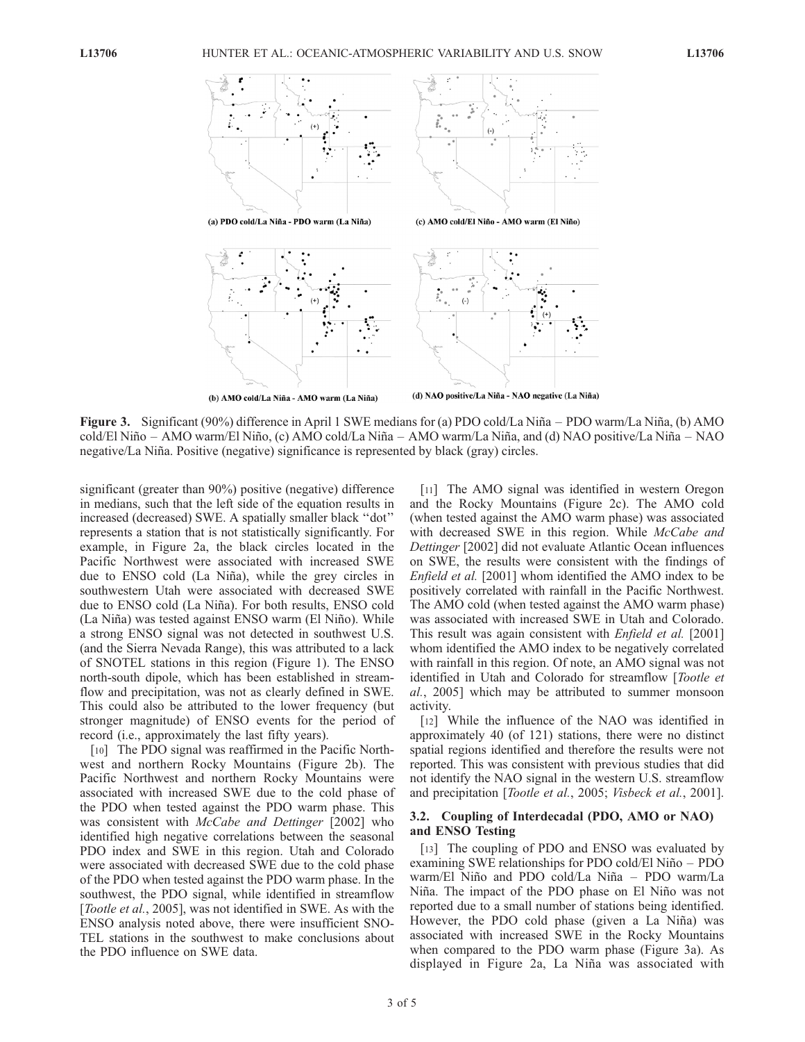**Figure 3.** Significant (90%) difference in April 1 SWE medians for (a) PDO cold/La Niña – PDO warm/La Niña, (b) AMO cold/El Niño – AMO warm/El Niño, (c) AMO cold/La Niña – AMO warm/La Niña, and (d) NAO positive/La Niña – NAO negative/La Niña. Positive (negative) significance is represented by black (gray) circles.

significant (greater than 90%) positive (negative) difference in medians, such that the left side of the equation results in increased (decreased) SWE. A spatially smaller black "dot" represents a station that is not statistically significantly. For example, in Figure 2a, the black circles located in the Pacific Northwest were associated with increased SWE due to ENSO cold (La Niña), while the grey circles in southwestern Utah were associated with decreased SWE due to ENSO cold (La Niña). For both results, ENSO cold (La Niña) was tested against ENSO warm (El Niño). While a strong ENSO signal was not detected in southwest U.S. (and the Sierra Nevada Range), this was attributed to a lack of SNOTEL stations in this region (Figure 1). The ENSO north-south dipole, which has been established in streamflow and precipitation, was not as clearly defined in SWE. This could also be attributed to the lower frequency (but stronger magnitude) of ENSO events for the period of record (i.e., approximately the last fifty years).

[10] The PDO signal was reaffirmed in the Pacific Northwest and northern Rocky Mountains (Figure 2b). The Pacific Northwest and northern Rocky Mountains were associated with increased SWE due to the cold phase of the PDO when tested against the PDO warm phase. This was consistent with *McCabe and Dettinger* [2002] who identified high negative correlations between the seasonal PDO index and SWE in this region. Utah and Colorado were associated with decreased SWE due to the cold phase of the PDO when tested against the PDO warm phase. In the southwest, the PDO signal, while identified in streamflow [*Tootle et al.*, 2005], was not identified in SWE. As with the ENSO analysis noted above, there were insufficient SNOTEL stations in the southwest to make conclusions about the PDO influence on SWE data.

[11] The AMO signal was identified in western Oregon and the Rocky Mountains (Figure 2c). The AMO cold (when tested against the AMO warm phase) was associated with decreased SWE in this region. While *McCabe and Dettinger* [2002] did not evaluate Atlantic Ocean influences on SWE, the results were consistent with the findings of *Enfield et al.* [2001] whom identified the AMO index to be positively correlated with rainfall in the Pacific Northwest. The AMO cold (when tested against the AMO warm phase) was associated with increased SWE in Utah and Colorado. This result was again consistent with *Enfield et al.* [2001] whom identified the AMO index to be negatively correlated with rainfall in this region. Of note, an AMO signal was not identified in Utah and Colorado for streamflow [*Tootle et al.*, 2005] which may be attributed to summer monsoon activity.

[12] While the influence of the NAO was identified in approximately 40 (of 121) stations, there were no distinct spatial regions identified and therefore the results were not reported. This was consistent with previous studies that did not identify the NAO signal in the western U.S. streamflow and precipitation [*Tootle et al.*, 2005; *Visbeck et al.*, 2001].

### 3.2. Coupling of Interdecadal (PDO, AMO or NAO) and ENSO Testing

[13] The coupling of PDO and ENSO was evaluated by examining SWE relationships for PDO cold/El Niño – PDO warm/El Niño and PDO cold/La Niña – PDO warm/La Niña. The impact of the PDO phase on El Niño was not reported due to a small number of stations being identified. However, the PDO cold phase (given a La Niña) was associated with increased SWE in the Rocky Mountains when compared to the PDO warm phase (Figure 3a). As displayed in Figure 2a, La Niña was associated with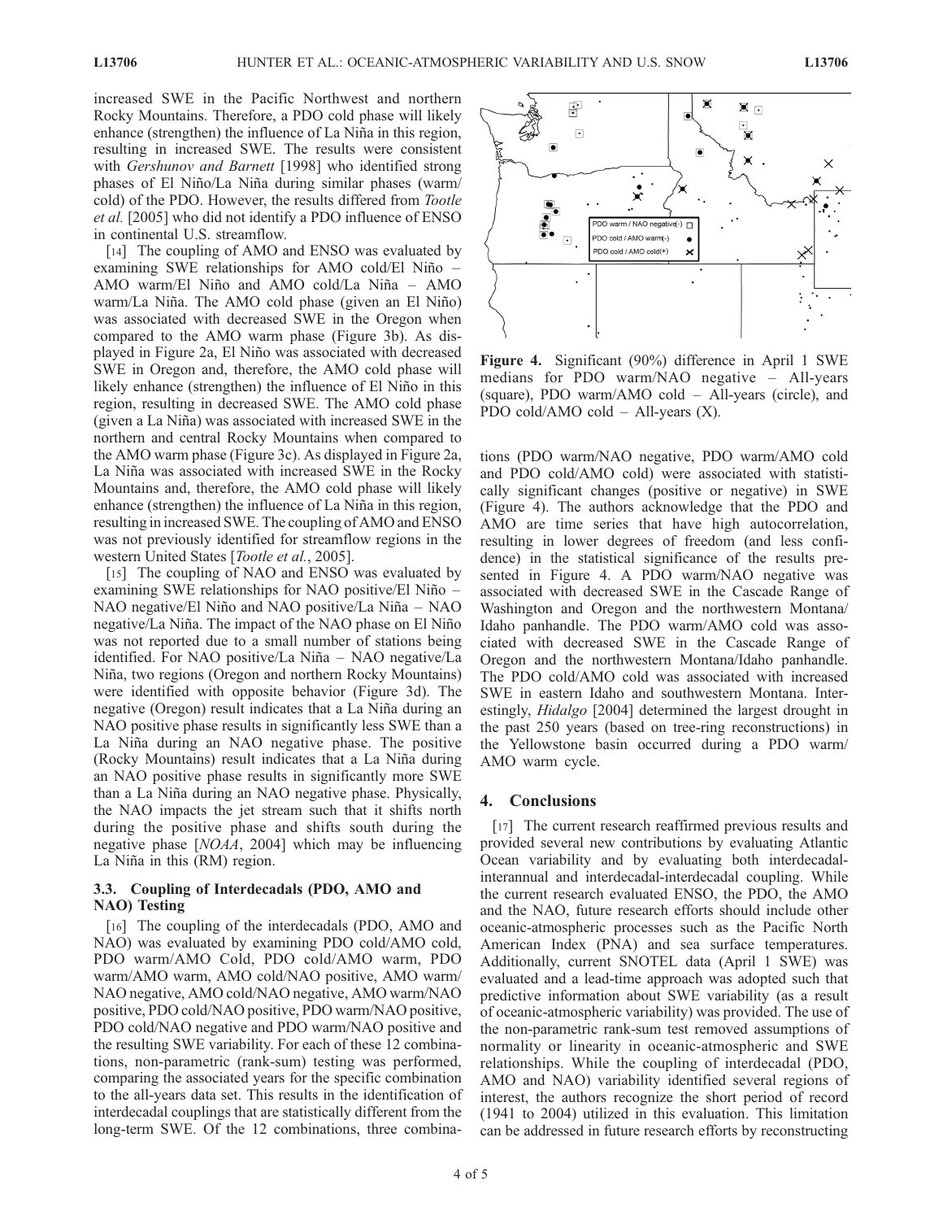increased SWE in the Pacific Northwest and northern Rocky Mountains. Therefore, a PDO cold phase will likely enhance (strengthen) the influence of La Niña in this region, resulting in increased SWE. The results were consistent with *Gershunov and Barnett* [1998] who identified strong phases of El Niño/La Niña during similar phases (warm/cold) of the PDO. However, the results differed from *Tootle et al.* [2005] who did not identify a PDO influence of ENSO in continental U.S. streamflow.

[14] The coupling of AMO and ENSO was evaluated by examining SWE relationships for AMO cold/El Niño – AMO warm/El Niño and AMO cold/La Niña – AMO warm/La Niña. The AMO cold phase (given an El Niño) was associated with decreased SWE in the Oregon when compared to the AMO warm phase (Figure 3b). As displayed in Figure 2a, El Niño was associated with decreased SWE in Oregon and, therefore, the AMO cold phase will likely enhance (strengthen) the influence of El Niño in this region, resulting in decreased SWE. The AMO cold phase (given a La Niña) was associated with increased SWE in the northern and central Rocky Mountains when compared to the AMO warm phase (Figure 3c). As displayed in Figure 2a, La Niña was associated with increased SWE in the Rocky Mountains and, therefore, the AMO cold phase will likely enhance (strengthen) the influence of La Niña in this region, resulting in increased SWE. The coupling of AMO and ENSO was not previously identified for streamflow regions in the western United States [*Tootle et al.*, 2005].

[15] The coupling of NAO and ENSO was evaluated by examining SWE relationships for NAO positive/El Niño – NAO negative/El Niño and NAO positive/La Niña – NAO negative/La Niña. The impact of the NAO phase on El Niño was not reported due to a small number of stations being identified. For NAO positive/La Niña – NAO negative/La Niña, two regions (Oregon and northern Rocky Mountains) were identified with opposite behavior (Figure 3d). The negative (Oregon) result indicates that a La Niña during an NAO positive phase results in significantly less SWE than a La Niña during an NAO negative phase. The positive (Rocky Mountains) result indicates that a La Niña during an NAO positive phase results in significantly more SWE than a La Niña during an NAO negative phase. Physically, the NAO impacts the jet stream such that it shifts north during the positive phase and shifts south during the negative phase [*NOAA*, 2004] which may be influencing La Niña in this (RM) region.

### 3.3. Coupling of Interdecadals (PDO, AMO and NAO) Testing

[16] The coupling of the interdecadals (PDO, AMO and NAO) was evaluated by examining PDO cold/AMO cold, PDO warm/AMO Cold, PDO cold/AMO warm, PDO warm/AMO warm, AMO cold/NAO positive, AMO warm/NAO negative, AMO cold/NAO negative, AMO warm/NAO positive, PDO cold/NAO positive, PDO warm/NAO positive, PDO cold/NAO negative and PDO warm/NAO positive and the resulting SWE variability. For each of these 12 combinations, non-parametric (rank-sum) testing was performed, comparing the associated years for the specific combination to the all-years data set. This results in the identification of interdecadal couplings that are statistically different from the long-term SWE. Of the 12 combinations, three combinations (PDO warm/NAO negative, PDO warm/AMO cold and PDO cold/AMO cold) were associated with statistically significant changes (positive or negative) in SWE (Figure 4). The authors acknowledge that the PDO and AMO are time series that have high autocorrelation, resulting in lower degrees of freedom (and less confidence) in the statistical significance of the results presented in Figure 4. A PDO warm/NAO negative was associated with decreased SWE in the Cascade Range of Washington and Oregon and the northwestern Montana/Idaho panhandle. The PDO warm/AMO cold was associated with decreased SWE in the Cascade Range of Oregon and the northwestern Montana/Idaho panhandle. The PDO cold/AMO cold was associated with increased SWE in eastern Idaho and southwestern Montana. Interestingly, *Hidalgo* [2004] determined the largest drought in the past 250 years (based on tree-ring reconstructions) in the Yellowstone basin occurred during a PDO warm/AMO warm cycle.

**Figure 4.** Significant (90%) difference in April 1 SWE medians for PDO warm/NAO negative – All-years (square), PDO warm/AMO cold – All-years (circle), and PDO cold/AMO cold – All-years (X).

## 4. Conclusions

[17] The current research reaffirmed previous results and provided several new contributions by evaluating Atlantic Ocean variability and by evaluating both interdecadal-interannual and interdecadal-interdecadal coupling. While the current research evaluated ENSO, the PDO, the AMO and the NAO, future research efforts should include other oceanic-atmospheric processes such as the Pacific North American Index (PNA) and sea surface temperatures. Additionally, current SNOTEL data (April 1 SWE) was evaluated and a lead-time approach was adopted such that predictive information about SWE variability (as a result of oceanic-atmospheric variability) was provided. The use of the non-parametric rank-sum test removed assumptions of normality or linearity in oceanic-atmospheric and SWE relationships. While the coupling of interdecadal (PDO, AMO and NAO) variability identified several regions of interest, the authors recognize the short period of record (1941 to 2004) utilized in this evaluation. This limitation can be addressed in future research efforts by reconstructing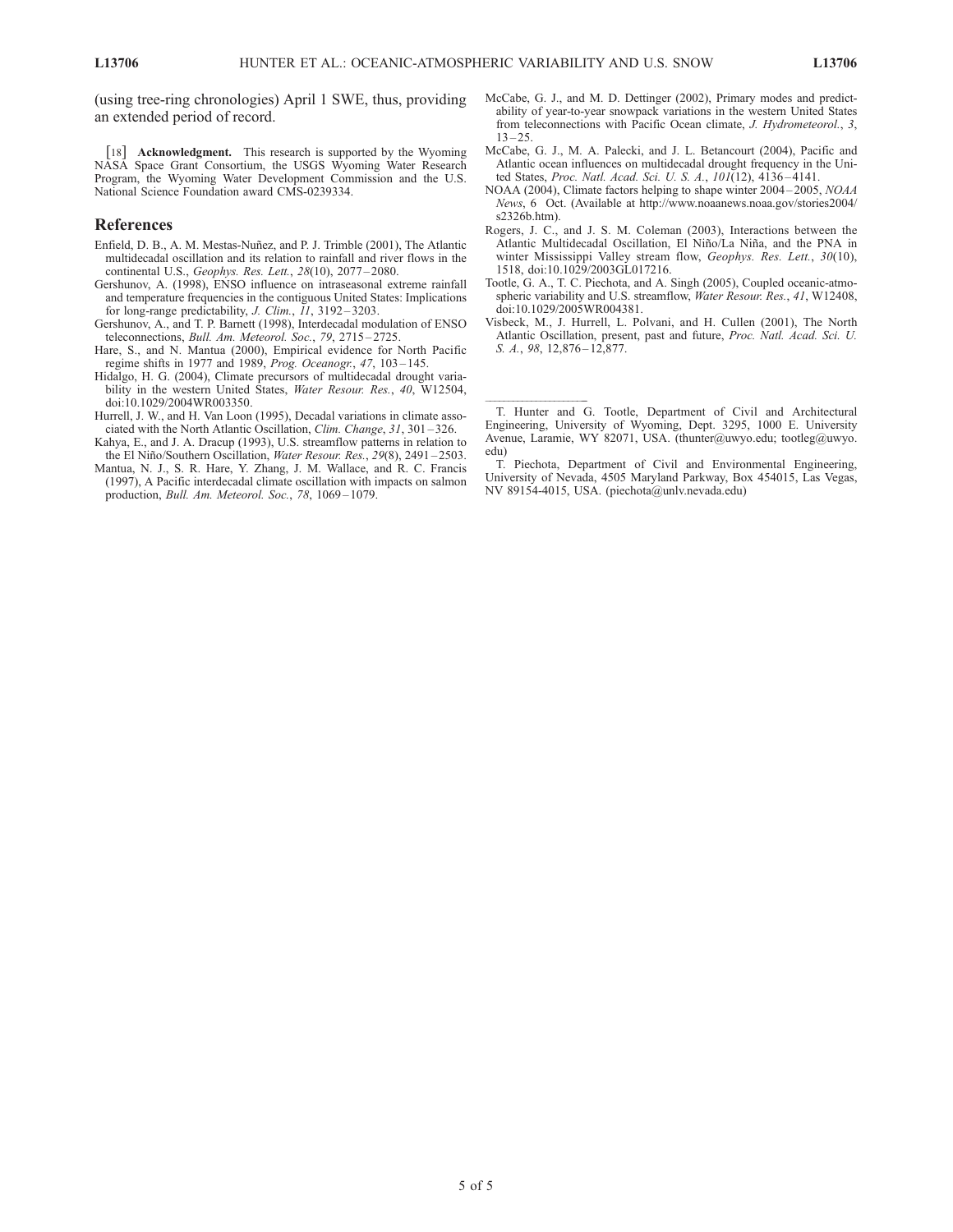(using tree-ring chronologies) April 1 SWE, thus, providing an extended period of record.

[18] **Acknowledgment.** This research is supported by the Wyoming NASA Space Grant Consortium, the USGS Wyoming Water Research Program, the Wyoming Water Development Commission and the U.S. National Science Foundation award CMS-0239334.

## References

Enfield, D. B., A. M. Mestas-Nuñez, and P. J. Trimble (2001), The Atlantic multidecadal oscillation and its relation to rainfall and river flows in the continental U.S., *Geophys. Res. Lett.*, *28*(10), 2077–2080.

Gershunov, A. (1998), ENSO influence on intraseasonal extreme rainfall and temperature frequencies in the contiguous United States: Implications for long-range predictability, *J. Clim.*, *11*, 3192–3203.

Gershunov, A., and T. P. Barnett (1998), Interdecadal modulation of ENSO teleconnections, *Bull. Am. Meteorol. Soc.*, *79*, 2715–2725.

Hare, S., and N. Mantua (2000), Empirical evidence for North Pacific regime shifts in 1977 and 1989, *Prog. Oceanogr.*, *47*, 103–145.

Hidalgo, H. G. (2004), Climate precursors of multidecadal drought variability in the western United States, *Water Resour. Res.*, *40*, W12504, doi:10.1029/2004WR003350.

Hurrell, J. W., and H. Van Loon (1995), Decadal variations in climate associated with the North Atlantic Oscillation, *Clim. Change*, *31*, 301–326.

Kahya, E., and J. A. Dracup (1993), U.S. streamflow patterns in relation to the El Niño/Southern Oscillation, *Water Resour. Res.*, *29*(8), 2491–2503.

Mantua, N. J., S. R. Hare, Y. Zhang, J. M. Wallace, and R. C. Francis (1997), A Pacific interdecadal climate oscillation with impacts on salmon production, *Bull. Am. Meteorol. Soc.*, *78*, 1069–1079.

McCabe, G. J., and M. D. Dettinger (2002), Primary modes and predictability of year-to-year snowpack variations in the western United States from teleconnections with Pacific Ocean climate, *J. Hydrometeorol.*, *3*, 13–25.

McCabe, G. J., M. A. Palecki, and J. L. Betancourt (2004), Pacific and Atlantic ocean influences on multidecadal drought frequency in the United States, *Proc. Natl. Acad. Sci. U. S. A.*, *101*(12), 4136–4141.

NOAA (2004), Climate factors helping to shape winter 2004–2005, *NOAA News*, 6 Oct. (Available at http://www.noaanews.noaa.gov/stories2004/s2326b.htm).

Rogers, J. C., and J. S. M. Coleman (2003), Interactions between the Atlantic Multidecadal Oscillation, El Niño/La Niña, and the PNA in winter Mississippi Valley stream flow, *Geophys. Res. Lett.*, *30*(10), 1518, doi:10.1029/2003GL017216.

Tootle, G. A., T. C. Piechota, and A. Singh (2005), Coupled oceanic-atmospheric variability and U.S. streamflow, *Water Resour. Res.*, *41*, W12408, doi:10.1029/2005WR004381.

Visbeck, M., J. Hurrell, L. Polvani, and H. Cullen (2001), The North Atlantic Oscillation, present, past and future, *Proc. Natl. Acad. Sci. U. S. A.*, *98*, 12,876–12,877.

---

T. Hunter and G. Tootle, Department of Civil and Architectural Engineering, University of Wyoming, Dept. 3295, 1000 E. University Avenue, Laramie, WY 82071, USA. (thunter@uwyo.edu; tootleg@uwyo.edu)

T. Piechota, Department of Civil and Environmental Engineering, University of Nevada, 4505 Maryland Parkway, Box 454015, Las Vegas, NV 89154-4015, USA. (piechota@unlv.nevada.edu)